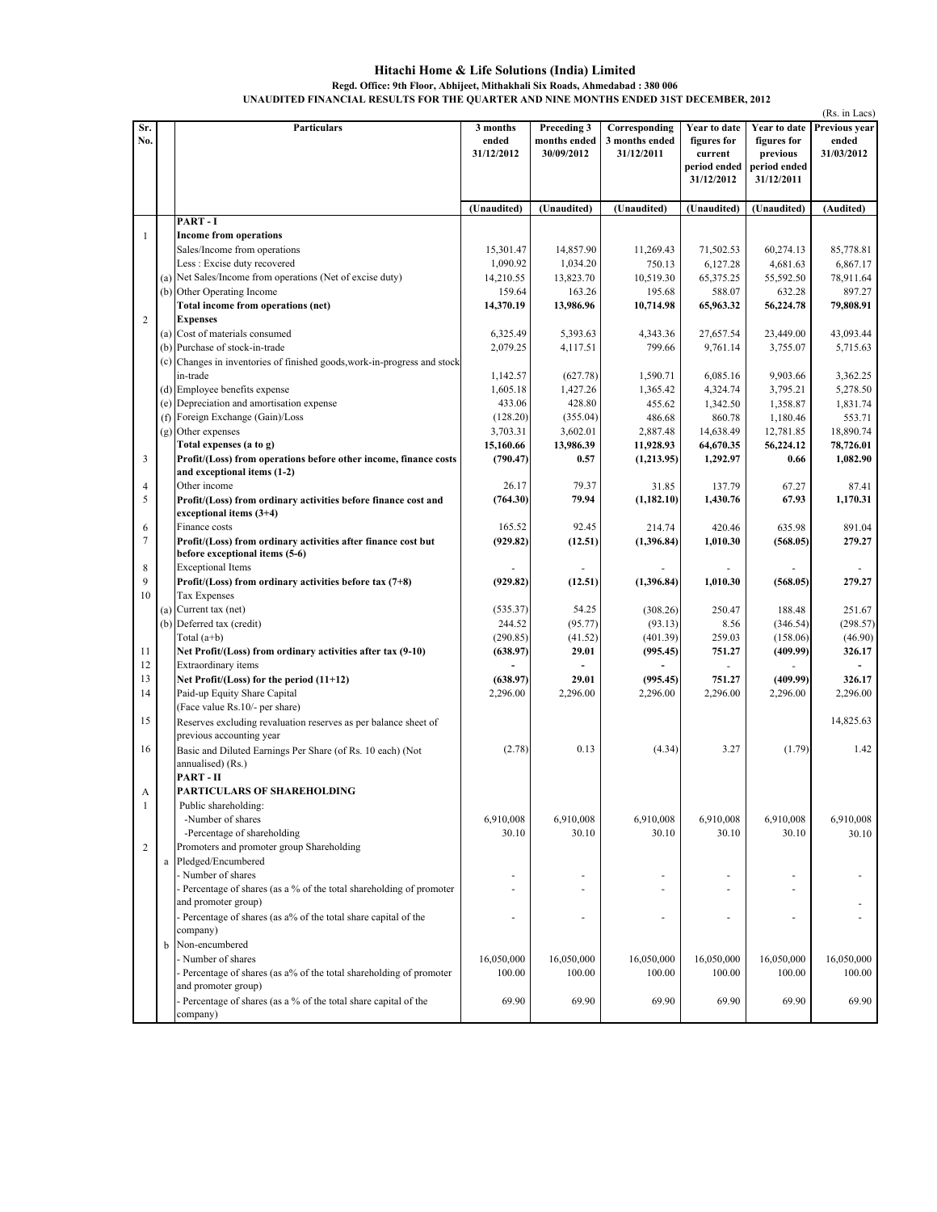# Hitachi Home & Life Solutions (India) Limited

**Regd. Office: 9th Floor, Abhijeet, Mithakhali Six Roads, Ahmedabad : 380 006**

**UNAUDITED FINANCIAL RESULTS FOR THE QUARTER AND NINE MONTHS ENDED 31ST DECEMBER, 2012**

(Rs. in Lacs)

| Sr. No. | | Particulars | 3 months ended 31/12/2012 | Preceding 3 months ended 30/09/2012 | Corresponding 3 months ended 31/12/2011 | Year to date figures for current period ended 31/12/2012 | Year to date figures for previous period ended 31/12/2011 | Previous year ended 31/03/2012 |
|---|---|---|---|---|---|---|---|---|
| | | | (Unaudited) | (Unaudited) | (Unaudited) | (Unaudited) | (Unaudited) | (Audited) |
| | | **PART - I** | | | | | | |
| 1 | | **Income from operations** | | | | | | |
| | | Sales/Income from operations | 15,301.47 | 14,857.90 | 11,269.43 | 71,502.53 | 60,274.13 | 85,778.81 |
| | | Less : Excise duty recovered | 1,090.92 | 1,034.20 | 750.13 | 6,127.28 | 4,681.63 | 6,867.17 |
| | (a) | Net Sales/Income from operations (Net of excise duty) | 14,210.55 | 13,823.70 | 10,519.30 | 65,375.25 | 55,592.50 | 78,911.64 |
| | (b) | Other Operating Income | 159.64 | 163.26 | 195.68 | 588.07 | 632.28 | 897.27 |
| | | **Total income from operations (net)** | **14,370.19** | **13,986.96** | **10,714.98** | **65,963.32** | **56,224.78** | **79,808.91** |
| 2 | | **Expenses** | | | | | | |
| | (a) | Cost of materials consumed | 6,325.49 | 5,393.63 | 4,343.36 | 27,657.54 | 23,449.00 | 43,093.44 |
| | (b) | Purchase of stock-in-trade | 2,079.25 | 4,117.51 | 799.66 | 9,761.14 | 3,755.07 | 5,715.63 |
| | (c) | Changes in inventories of finished goods,work-in-progress and stock in-trade | 1,142.57 | (627.78) | 1,590.71 | 6,085.16 | 9,903.66 | 3,362.25 |
| | (d) | Employee benefits expense | 1,605.18 | 1,427.26 | 1,365.42 | 4,324.74 | 3,795.21 | 5,278.50 |
| | (e) | Depreciation and amortisation expense | 433.06 | 428.80 | 455.62 | 1,342.50 | 1,358.87 | 1,831.74 |
| | (f) | Foreign Exchange (Gain)/Loss | (128.20) | (355.04) | 486.68 | 860.78 | 1,180.46 | 553.71 |
| | (g) | Other expenses | 3,703.31 | 3,602.01 | 2,887.48 | 14,638.49 | 12,781.85 | 18,890.74 |
| | | **Total expenses (a to g)** | **15,160.66** | **13,986.39** | **11,928.93** | **64,670.35** | **56,224.12** | **78,726.01** |
| 3 | | **Profit/(Loss) from operations before other income, finance costs and exceptional items (1-2)** | **(790.47)** | **0.57** | **(1,213.95)** | **1,292.97** | **0.66** | **1,082.90** |
| 4 | | Other income | 26.17 | 79.37 | 31.85 | 137.79 | 67.27 | 87.41 |
| 5 | | **Profit/(Loss) from ordinary activities before finance cost and exceptional items (3+4)** | **(764.30)** | **79.94** | **(1,182.10)** | **1,430.76** | **67.93** | **1,170.31** |
| 6 | | Finance costs | 165.52 | 92.45 | 214.74 | 420.46 | 635.98 | 891.04 |
| 7 | | **Profit/(Loss) from ordinary activities after finance cost but before exceptional items (5-6)** | **(929.82)** | **(12.51)** | **(1,396.84)** | **1,010.30** | **(568.05)** | **279.27** |
| 8 | | Exceptional Items | - | - | - | - | - | - |
| 9 | | **Profit/(Loss) from ordinary activities before tax (7+8)** | **(929.82)** | **(12.51)** | **(1,396.84)** | **1,010.30** | **(568.05)** | **279.27** |
| 10 | | Tax Expenses | | | | | | |
| | (a) | Current tax (net) | (535.37) | 54.25 | (308.26) | 250.47 | 188.48 | 251.67 |
| | (b) | Deferred tax (credit) | 244.52 | (95.77) | (93.13) | 8.56 | (346.54) | (298.57) |
| | | Total (a+b) | (290.85) | (41.52) | (401.39) | 259.03 | (158.06) | (46.90) |
| 11 | | **Net Profit/(Loss) from ordinary activities after tax (9-10)** | **(638.97)** | **29.01** | **(995.45)** | **751.27** | **(409.99)** | **326.17** |
| 12 | | Extraordinary items | - | - | - | - | - | - |
| 13 | | **Net Profit/(Loss) for the period (11+12)** | **(638.97)** | **29.01** | **(995.45)** | **751.27** | **(409.99)** | **326.17** |
| 14 | | Paid-up Equity Share Capital (Face value Rs.10/- per share) | 2,296.00 | 2,296.00 | 2,296.00 | 2,296.00 | 2,296.00 | 2,296.00 |
| 15 | | Reserves excluding revaluation reserves as per balance sheet of previous accounting year | | | | | | 14,825.63 |
| 16 | | Basic and Diluted Earnings Per Share (of Rs. 10 each) (Not annualised) (Rs.) | (2.78) | 0.13 | (4.34) | 3.27 | (1.79) | 1.42 |
| | | **PART - II** | | | | | | |
| A | | **PARTICULARS OF SHAREHOLDING** | | | | | | |
| 1 | | Public shareholding: | | | | | | |
| | | -Number of shares | 6,910,008 | 6,910,008 | 6,910,008 | 6,910,008 | 6,910,008 | 6,910,008 |
| | | -Percentage of shareholding | 30.10 | 30.10 | 30.10 | 30.10 | 30.10 | 30.10 |
| 2 | | Promoters and promoter group Shareholding | | | | | | |
| | a | Pledged/Encumbered | | | | | | |
| | | - Number of shares | - | - | - | - | - | - |
| | | - Percentage of shares (as a % of the total shareholding of promoter and promoter group) | - | - | - | - | - | - |
| | | - Percentage of shares (as a% of the total share capital of the company) | - | - | - | - | - | - |
| | b | Non-encumbered | | | | | | |
| | | - Number of shares | 16,050,000 | 16,050,000 | 16,050,000 | 16,050,000 | 16,050,000 | 16,050,000 |
| | | - Percentage of shares (as a% of the total shareholding of promoter and promoter group) | 100.00 | 100.00 | 100.00 | 100.00 | 100.00 | 100.00 |
| | | - Percentage of shares (as a % of the total share capital of the company) | 69.90 | 69.90 | 69.90 | 69.90 | 69.90 | 69.90 |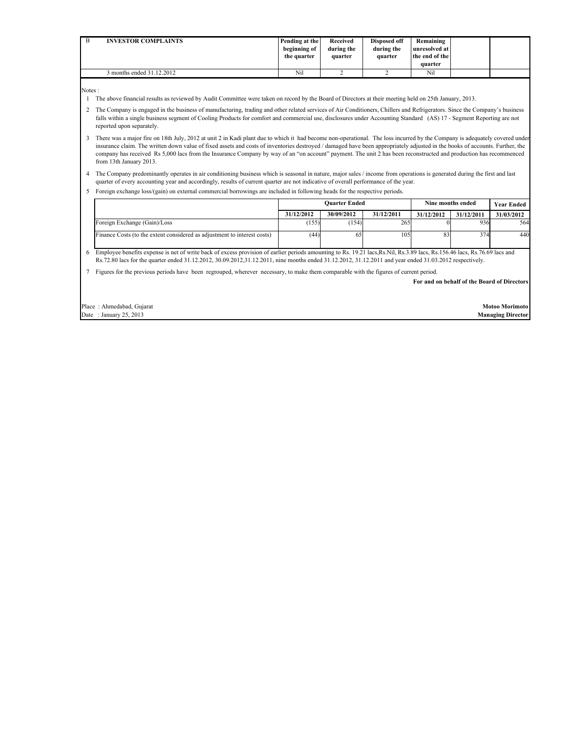| B | INVESTOR COMPLAINTS | Pending at the beginning of the quarter | Received during the quarter | Disposed off during the quarter | Remaining unresolved at the end of the quarter | | |
|---|---|---|---|---|---|---|---|
| | 3 months ended 31.12.2012 | Nil | 2 | 2 | Nil | | |

Notes :

1. The above financial results as reviewed by Audit Committee were taken on record by the Board of Directors at their meeting held on 25th January, 2013.

2. The Company is engaged in the business of manufacturing, trading and other related services of Air Conditioners, Chillers and Refrigerators. Since the Company's business falls within a single business segment of Cooling Products for comfort and commercial use, disclosures under Accounting Standard (AS) 17 - Segment Reporting are not reported upon separately.

3. There was a major fire on 18th July, 2012 at unit 2 in Kadi plant due to which it had become non-operational. The loss incurred by the Company is adequately covered under insurance claim. The written down value of fixed assets and costs of inventories destroyed / damaged have been appropriately adjusted in the books of accounts. Further, the company has received Rs 5,000 lacs from the Insurance Company by way of an "on account" payment. The unit 2 has been reconstructed and production has recommenced from 13th January 2013.

4. The Company predominantly operates in air conditioning business which is seasonal in nature, major sales / income from operations is generated during the first and last quarter of every accounting year and accordingly, results of current quarter are not indicative of overall performance of the year.

5. Foreign exchange loss/(gain) on external commercial borrowings are included in following heads for the respective periods.

| | Quarter Ended | | | Nine months ended | | Year Ended |
|---|---|---|---|---|---|---|
| | 31/12/2012 | 30/09/2012 | 31/12/2011 | 31/12/2012 | 31/12/2011 | 31/03/2012 |
| Foreign Exchange (Gain)/Loss | (155) | (154) | 265 | 0 | 936 | 564 |
| Finance Costs (to the extent considered as adjustment to interest costs) | (44) | 65 | 105 | 83 | 374 | 440 |

6. Employee benefits expense is net of write back of excess provision of earlier periods amounting to Rs. 19.21 lacs,Rs.Nil, Rs.3.89 lacs, Rs.156.46 lacs, Rs.76.69 lacs and Rs.72.80 lacs for the quarter ended 31.12.2012, 30.09.2012,31.12.2011, nine months ended 31.12.2012, 31.12.2011 and year ended 31.03.2012 respectively.

7. Figures for the previous periods have been regrouped, wherever necessary, to make them comparable with the figures of current period.

**For and on behalf of the Board of Directors**

Place : Ahmedabad, Gujarat
Date : January 25, 2013

**Motoo Morimoto**
**Managing Director**